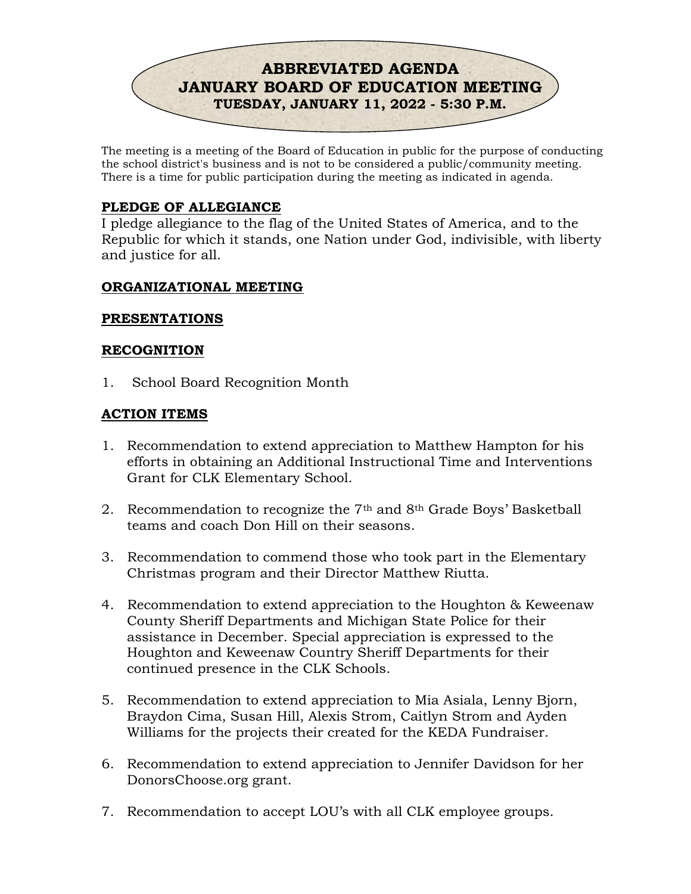# ABBREVIATED AGENDA
# JANUARY BOARD OF EDUCATION MEETING
### TUESDAY, JANUARY 11, 2022 - 5:30 P.M.

The meeting is a meeting of the Board of Education in public for the purpose of conducting the school district's business and is not to be considered a public/community meeting. There is a time for public participation during the meeting as indicated in agenda.

## PLEDGE OF ALLEGIANCE

I pledge allegiance to the flag of the United States of America, and to the Republic for which it stands, one Nation under God, indivisible, with liberty and justice for all.

## ORGANIZATIONAL MEETING

## PRESENTATIONS

## RECOGNITION

1. School Board Recognition Month

## ACTION ITEMS

1. Recommendation to extend appreciation to Matthew Hampton for his efforts in obtaining an Additional Instructional Time and Interventions Grant for CLK Elementary School.

2. Recommendation to recognize the 7th and 8th Grade Boys' Basketball teams and coach Don Hill on their seasons.

3. Recommendation to commend those who took part in the Elementary Christmas program and their Director Matthew Riutta.

4. Recommendation to extend appreciation to the Houghton & Keweenaw County Sheriff Departments and Michigan State Police for their assistance in December. Special appreciation is expressed to the Houghton and Keweenaw Country Sheriff Departments for their continued presence in the CLK Schools.

5. Recommendation to extend appreciation to Mia Asiala, Lenny Bjorn, Braydon Cima, Susan Hill, Alexis Strom, Caitlyn Strom and Ayden Williams for the projects their created for the KEDA Fundraiser.

6. Recommendation to extend appreciation to Jennifer Davidson for her DonorsChoose.org grant.

7. Recommendation to accept LOU's with all CLK employee groups.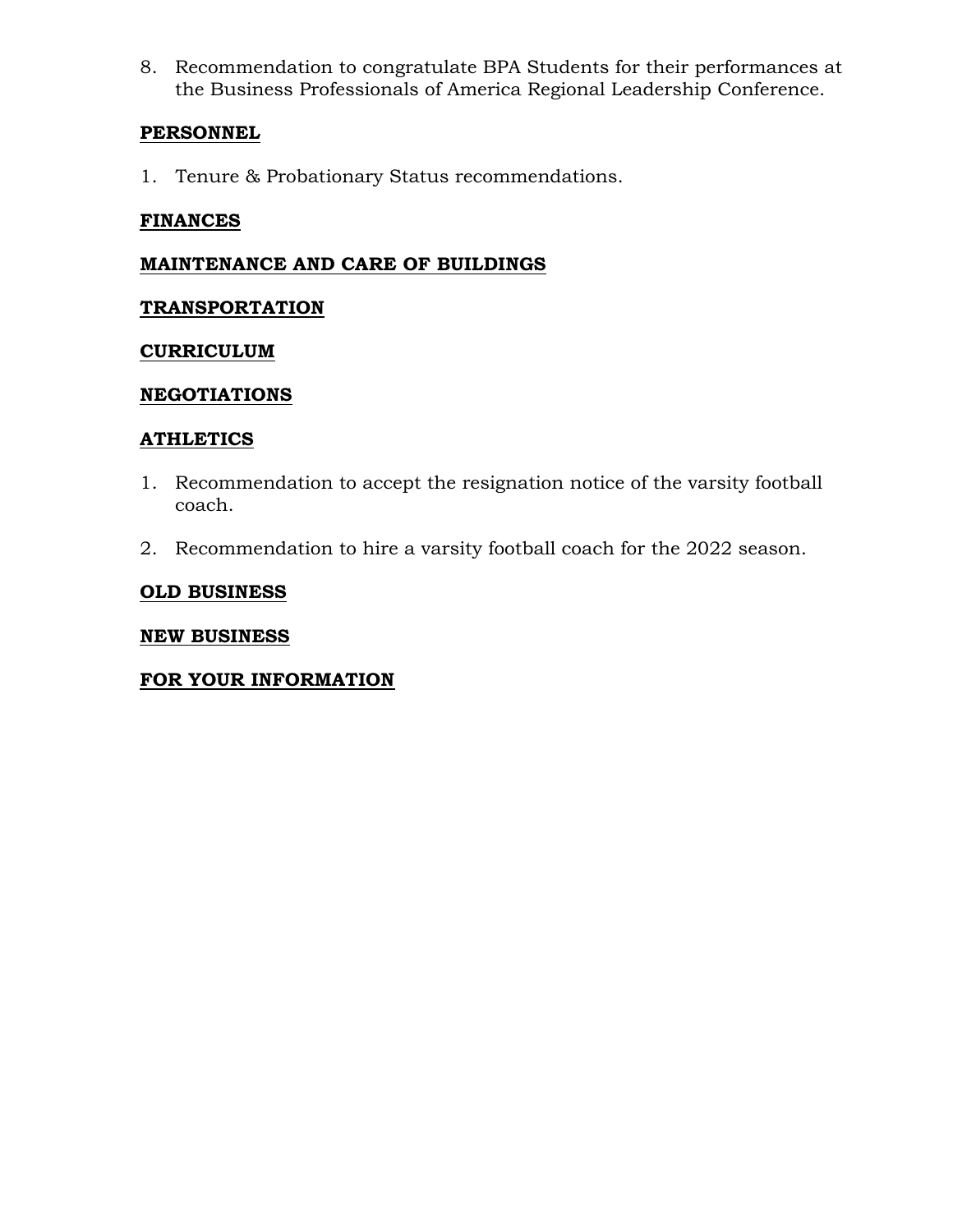8. Recommendation to congratulate BPA Students for their performances at the Business Professionals of America Regional Leadership Conference.

**PERSONNEL**

1. Tenure & Probationary Status recommendations.

**FINANCES**

**MAINTENANCE AND CARE OF BUILDINGS**

**TRANSPORTATION**

**CURRICULUM**

**NEGOTIATIONS**

**ATHLETICS**

1. Recommendation to accept the resignation notice of the varsity football coach.

2. Recommendation to hire a varsity football coach for the 2022 season.

**OLD BUSINESS**

**NEW BUSINESS**

**FOR YOUR INFORMATION**